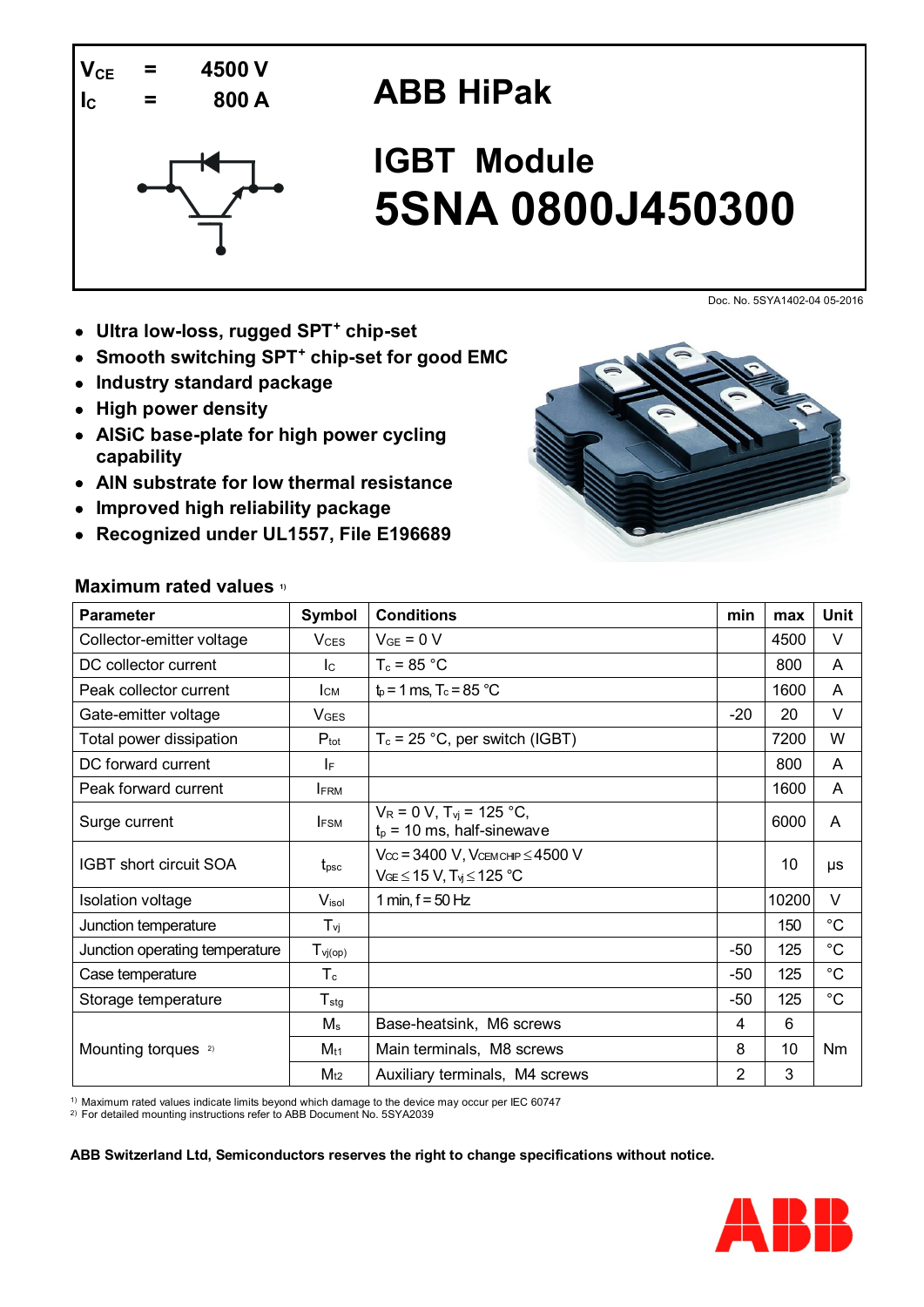$V_{CE}$ = 4500 V

$I_C$ = 800 A

# ABB HiPak

## IGBT Module

## 5SNA 0800J450300

Doc. No. 5SYA1402-04 05-2016

- **Ultra low-loss, rugged SPT$^+$ chip-set**
- **Smooth switching SPT$^+$ chip-set for good EMC**
- **Industry standard package**
- **High power density**
- **AlSiC base-plate for high power cycling capability**
- **AlN substrate for low thermal resistance**
- **Improved high reliability package**
- **Recognized under UL1557, File E196689**

### Maximum rated values [1)]

| Parameter | Symbol | Conditions | min | max | Unit |
|---|---|---|---|---|---|
| Collector-emitter voltage | $V_{CES}$ | $V_{GE}$ = 0 V | | 4500 | V |
| DC collector current | $I_C$ | $T_c$ = 85 °C | | 800 | A |
| Peak collector current | $I_{CM}$ | $t_p$ = 1 ms, $T_c$ = 85 °C | | 1600 | A |
| Gate-emitter voltage | $V_{GES}$ | | -20 | 20 | V |
| Total power dissipation | $P_{tot}$ | $T_c$ = 25 °C, per switch (IGBT) | | 7200 | W |
| DC forward current | $I_F$ | | | 800 | A |
| Peak forward current | $I_{FRM}$ | | | 1600 | A |
| Surge current | $I_{FSM}$ | $V_R$ = 0 V, $T_{vj}$ = 125 °C, $t_p$ = 10 ms, half-sinewave | | 6000 | A |
| IGBT short circuit SOA | $t_{psc}$ | $V_{CC}$ = 3400 V, $V_{CEM\,CHIP} \leq$ 4500 V $V_{GE} \leq$ 15 V, $T_{vj} \leq$ 125 °C | | 10 | µs |
| Isolation voltage | $V_{isol}$ | 1 min, f = 50 Hz | | 10200 | V |
| Junction temperature | $T_{vj}$ | | | 150 | °C |
| Junction operating temperature | $T_{vj(op)}$ | | -50 | 125 | °C |
| Case temperature | $T_c$ | | -50 | 125 | °C |
| Storage temperature | $T_{stg}$ | | -50 | 125 | °C |
| Mounting torques [2)] | $M_s$ | Base-heatsink, M6 screws | 4 | 6 | Nm |
| | $M_{t1}$ | Main terminals, M8 screws | 8 | 10 | |
| | $M_{t2}$ | Auxiliary terminals, M4 screws | 2 | 3 | |

[1)] Maximum rated values indicate limits beyond which damage to the device may occur per IEC 60747

[2)] For detailed mounting instructions refer to ABB Document No. 5SYA2039

**ABB Switzerland Ltd, Semiconductors reserves the right to change specifications without notice.**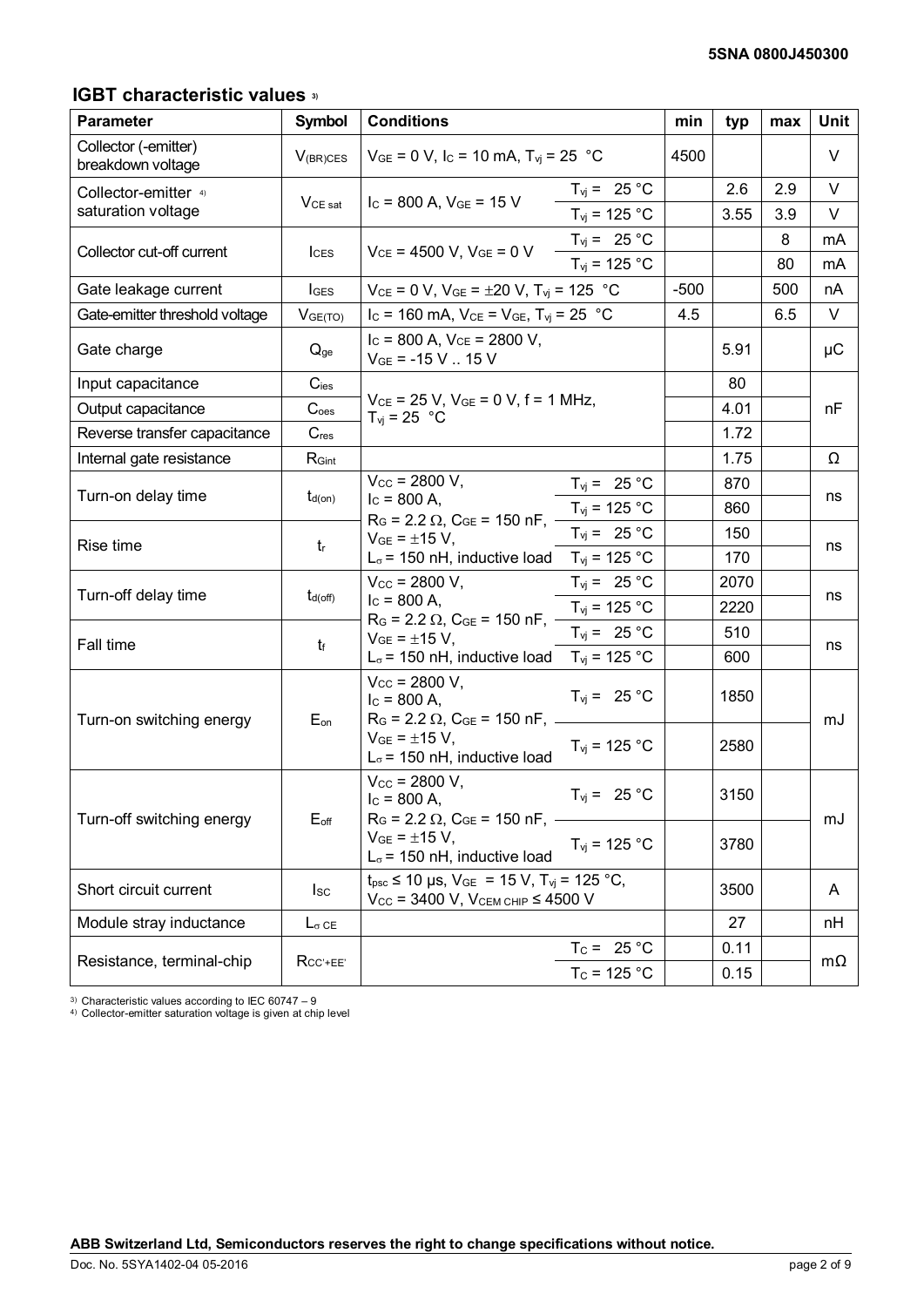## IGBT characteristic values [3)]

| Parameter | Symbol | Conditions | | min | typ | max | Unit |
|---|---|---|---|---|---|---|---|
| Collector (-emitter) breakdown voltage | $V_{(BR)CES}$ | $V_{GE}$ = 0 V, $I_C$ = 10 mA, $T_{vj}$ = 25 °C | | 4500 | | | V |
| Collector-emitter [4)] saturation voltage | $V_{CE\ sat}$ | $I_C$ = 800 A, $V_{GE}$ = 15 V | $T_{vj}$ = 25 °C | | 2.6 | 2.9 | V |
| | | | $T_{vj}$ = 125 °C | | 3.55 | 3.9 | V |
| Collector cut-off current | $I_{CES}$ | $V_{CE}$ = 4500 V, $V_{GE}$ = 0 V | $T_{vj}$ = 25 °C | | | 8 | mA |
| | | | $T_{vj}$ = 125 °C | | | 80 | mA |
| Gate leakage current | $I_{GES}$ | $V_{CE}$ = 0 V, $V_{GE}$ = ±20 V, $T_{vj}$ = 125 °C | | -500 | | 500 | nA |
| Gate-emitter threshold voltage | $V_{GE(TO)}$ | $I_C$ = 160 mA, $V_{CE}$ = $V_{GE}$, $T_{vj}$ = 25 °C | | 4.5 | | 6.5 | V |
| Gate charge | $Q_{ge}$ | $I_C$ = 800 A, $V_{CE}$ = 2800 V, $V_{GE}$ = -15 V .. 15 V | | | 5.91 | | µC |
| Input capacitance | $C_{ies}$ | $V_{CE}$ = 25 V, $V_{GE}$ = 0 V, f = 1 MHz, $T_{vj}$ = 25 °C | | | 80 | | nF |
| Output capacitance | $C_{oes}$ | | | | 4.01 | | |
| Reverse transfer capacitance | $C_{res}$ | | | | 1.72 | | |
| Internal gate resistance | $R_{Gint}$ | | | | 1.75 | | Ω |
| Turn-on delay time | $t_{d(on)}$ | $V_{CC}$ = 2800 V, $I_C$ = 800 A, $R_G$ = 2.2 Ω, $C_{GE}$ = 150 nF, $V_{GE}$ = ±15 V, $L_σ$ = 150 nH, inductive load | $T_{vj}$ = 25 °C | | 870 | | ns |
| | | | $T_{vj}$ = 125 °C | | 860 | | |
| Rise time | $t_r$ | | $T_{vj}$ = 25 °C | | 150 | | ns |
| | | | $T_{vj}$ = 125 °C | | 170 | | |
| Turn-off delay time | $t_{d(off)}$ | $V_{CC}$ = 2800 V, $I_C$ = 800 A, $R_G$ = 2.2 Ω, $C_{GE}$ = 150 nF, $V_{GE}$ = ±15 V, $L_σ$ = 150 nH, inductive load | $T_{vj}$ = 25 °C | | 2070 | | ns |
| | | | $T_{vj}$ = 125 °C | | 2220 | | |
| Fall time | $t_f$ | | $T_{vj}$ = 25 °C | | 510 | | ns |
| | | | $T_{vj}$ = 125 °C | | 600 | | |
| Turn-on switching energy | $E_{on}$ | $V_{CC}$ = 2800 V, $I_C$ = 800 A, $R_G$ = 2.2 Ω, $C_{GE}$ = 150 nF, $V_{GE}$ = ±15 V, $L_σ$ = 150 nH, inductive load | $T_{vj}$ = 25 °C | | 1850 | | mJ |
| | | | $T_{vj}$ = 125 °C | | 2580 | | |
| Turn-off switching energy | $E_{off}$ | $V_{CC}$ = 2800 V, $I_C$ = 800 A, $R_G$ = 2.2 Ω, $C_{GE}$ = 150 nF, $V_{GE}$ = ±15 V, $L_σ$ = 150 nH, inductive load | $T_{vj}$ = 25 °C | | 3150 | | mJ |
| | | | $T_{vj}$ = 125 °C | | 3780 | | |
| Short circuit current | $I_{SC}$ | $t_{psc}$ ≤ 10 µs, $V_{GE}$ = 15 V, $T_{vj}$ = 125 °C, $V_{CC}$ = 3400 V, $V_{CEM\ CHIP}$ ≤ 4500 V | | | 3500 | | A |
| Module stray inductance | $L_{σ\ CE}$ | | | | 27 | | nH |
| Resistance, terminal-chip | $R_{CC'+EE'}$ | | $T_C$ = 25 °C | | 0.11 | | mΩ |
| | | | $T_C$ = 125 °C | | 0.15 | | |

3) Characteristic values according to IEC 60747 – 9

4) Collector-emitter saturation voltage is given at chip level

**ABB Switzerland Ltd, Semiconductors reserves the right to change specifications without notice.**

Doc. No. 5SYA1402-04 05-2016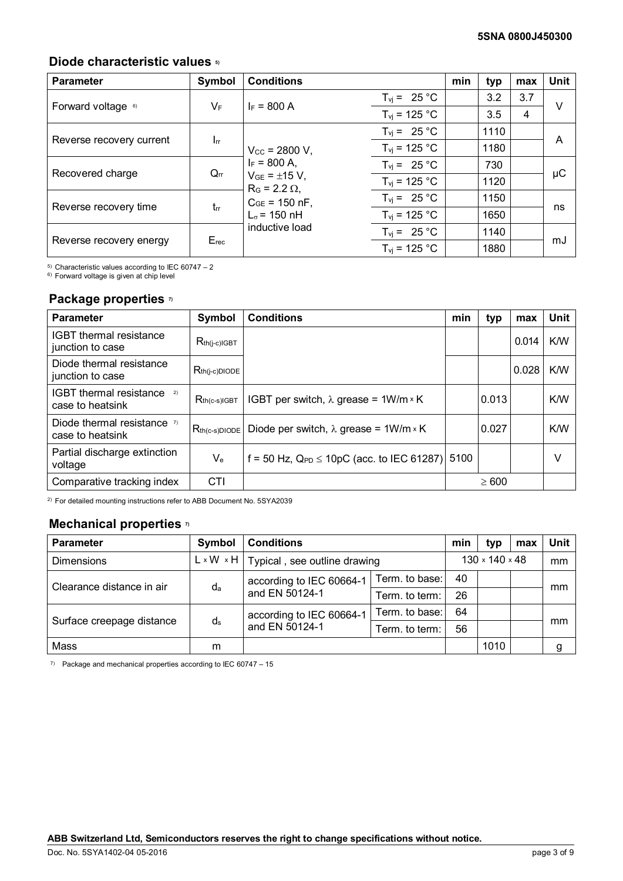## Diode characteristic values [5]

| Parameter | Symbol | Conditions | | min | typ | max | Unit |
|---|---|---|---|---|---|---|---|
| Forward voltage [6] | $V_F$ | $I_F$ = 800 A | $T_{vj}$ = 25 °C | | 3.2 | 3.7 | V |
| | | | $T_{vj}$ = 125 °C | | 3.5 | 4 | |
| Reverse recovery current | $I_{rr}$ | $V_{CC}$ = 2800 V, $I_F$ = 800 A, $V_{GE}$ = ±15 V, $R_G$ = 2.2 Ω, $C_{GE}$ = 150 nF, $L_\sigma$ = 150 nH inductive load | $T_{vj}$ = 25 °C | | 1110 | | A |
| | | | $T_{vj}$ = 125 °C | | 1180 | | |
| Recovered charge | $Q_{rr}$ | | $T_{vj}$ = 25 °C | | 730 | | µC |
| | | | $T_{vj}$ = 125 °C | | 1120 | | |
| Reverse recovery time | $t_{rr}$ | | $T_{vj}$ = 25 °C | | 1150 | | ns |
| | | | $T_{vj}$ = 125 °C | | 1650 | | |
| Reverse recovery energy | $E_{rec}$ | | $T_{vj}$ = 25 °C | | 1140 | | mJ |
| | | | $T_{vj}$ = 125 °C | | 1880 | | |

[5] Characteristic values according to IEC 60747 – 2
[6] Forward voltage is given at chip level

## Package properties [7]

| Parameter | Symbol | Conditions | min | typ | max | Unit |
|---|---|---|---|---|---|---|
| IGBT thermal resistance junction to case | $R_{th(j-c)IGBT}$ | | | | 0.014 | K/W |
| Diode thermal resistance junction to case | $R_{th(j-c)DIODE}$ | | | | 0.028 | K/W |
| IGBT thermal resistance [2] case to heatsink | $R_{th(c-s)IGBT}$ | IGBT per switch, λ grease = 1W/m × K | | 0.013 | | K/W |
| Diode thermal resistance [7] case to heatsink | $R_{th(c-s)DIODE}$ | Diode per switch, λ grease = 1W/m × K | | 0.027 | | K/W |
| Partial discharge extinction voltage | $V_e$ | f = 50 Hz, $Q_{PD}$ ≤ 10pC (acc. to IEC 61287) | 5100 | | | V |
| Comparative tracking index | CTI | | | ≥ 600 | | |

[2] For detailed mounting instructions refer to ABB Document No. 5SYA2039

## Mechanical properties [7]

| Parameter | Symbol | Conditions | | min | typ | max | Unit |
|---|---|---|---|---|---|---|---|
| Dimensions | L × W × H | Typical , see outline drawing | | | 130 × 140 × 48 | | mm |
| Clearance distance in air | $d_a$ | according to IEC 60664-1 and EN 50124-1 | Term. to base: | 40 | | | mm |
| | | | Term. to term: | 26 | | | |
| Surface creepage distance | $d_s$ | according to IEC 60664-1 and EN 50124-1 | Term. to base: | 64 | | | mm |
| | | | Term. to term: | 56 | | | |
| Mass | m | | | | 1010 | | g |

[7] Package and mechanical properties according to IEC 60747 – 15

**ABB Switzerland Ltd, Semiconductors reserves the right to change specifications without notice.**

Doc. No. 5SYA1402-04 05-2016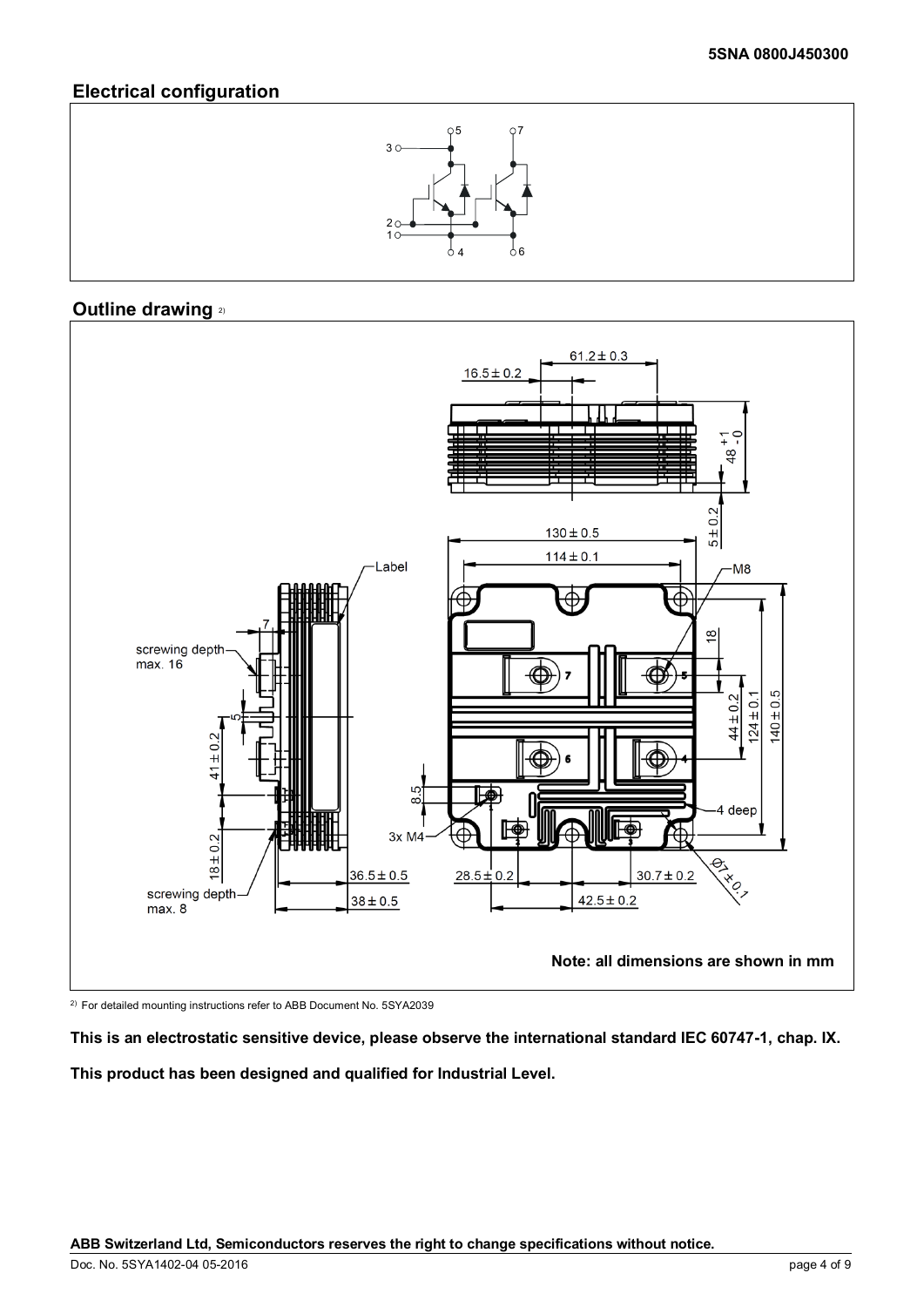## Electrical configuration

## Outline drawing [2)]

Note: all dimensions are shown in mm

[2)] For detailed mounting instructions refer to ABB Document No. 5SYA2039

**This is an electrostatic sensitive device, please observe the international standard IEC 60747-1, chap. IX.**

**This product has been designed and qualified for Industrial Level.**

**ABB Switzerland Ltd, Semiconductors reserves the right to change specifications without notice.**

Doc. No. 5SYA1402-04 05-2016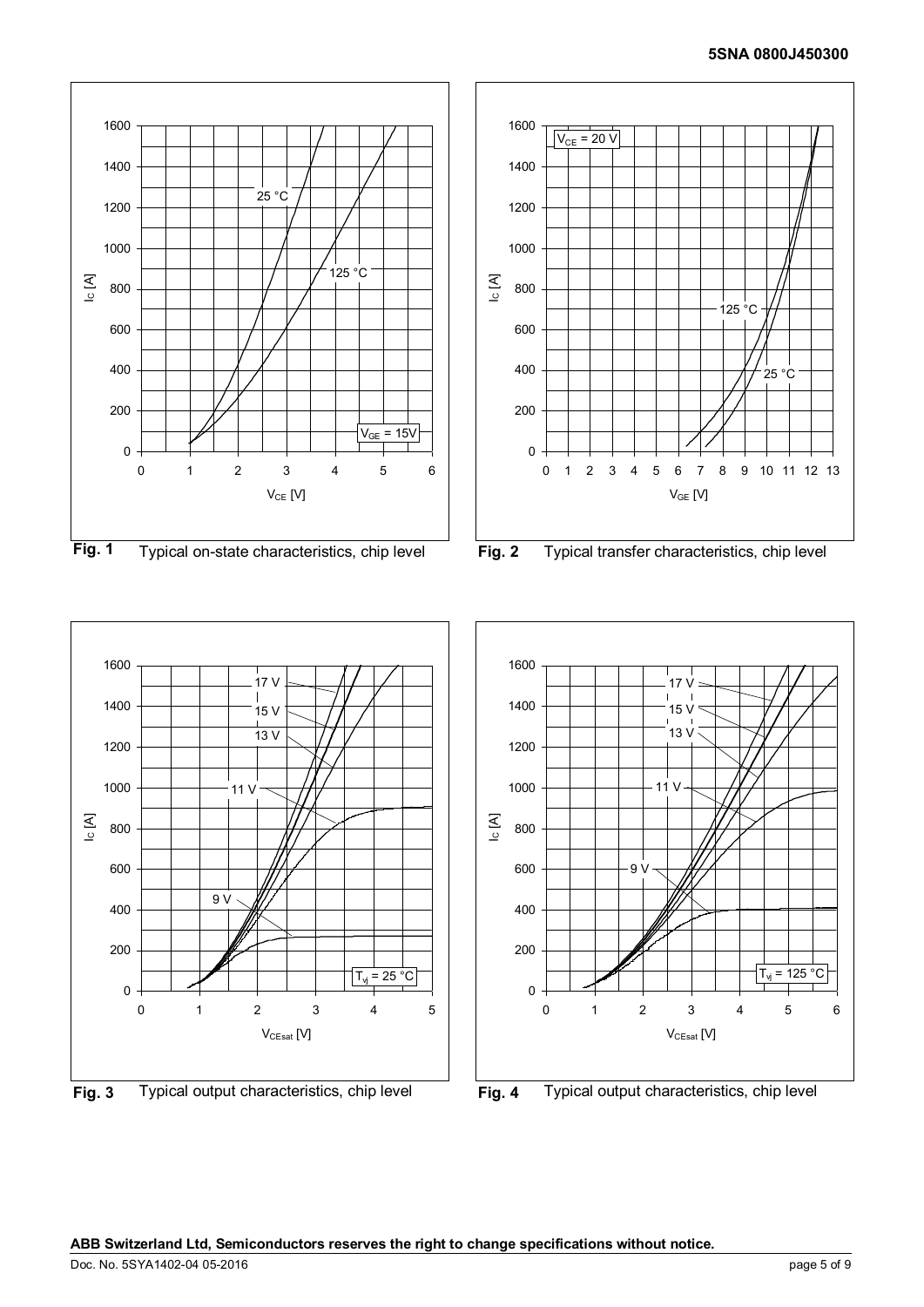Fig. 1 Typical on-state characteristics, chip level

Fig. 2 Typical transfer characteristics, chip level

Fig. 3 Typical output characteristics, chip level

Fig. 4 Typical output characteristics, chip level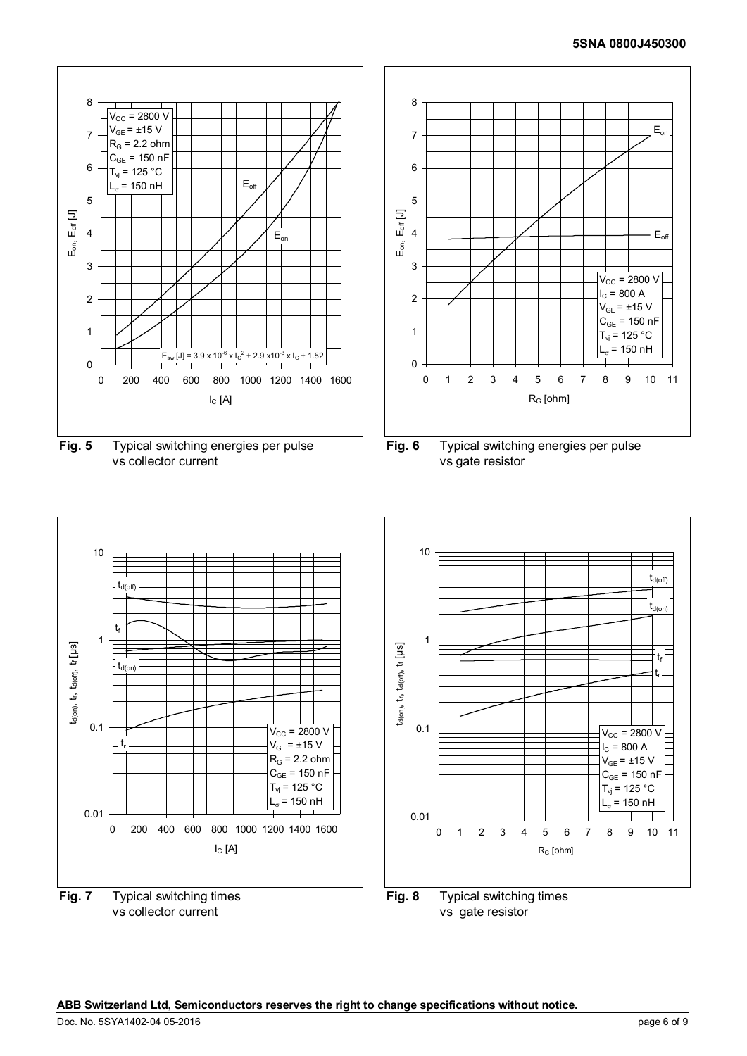$V_{CC}$ = 2800 V
$V_{GE}$ = ±15 V
$R_G$ = 2.2 ohm
$C_{GE}$ = 150 nF
$T_{vj}$ = 125 °C
$L_\sigma$ = 150 nH

$E_{sw}$ [J] = 3.9 x $10^{-6}$ x $I_C^2$ + 2.9 x$10^{-3}$ x $I_C$ + 1.52

**Fig. 5** Typical switching energies per pulse vs collector current

$V_{CC}$ = 2800 V
$I_C$ = 800 A
$V_{GE}$ = ±15 V
$C_{GE}$ = 150 nF
$T_{vj}$ = 125 °C
$L_\sigma$ = 150 nH

**Fig. 6** Typical switching energies per pulse vs gate resistor

$V_{CC}$ = 2800 V
$V_{GE}$ = ±15 V
$R_G$ = 2.2 ohm
$C_{GE}$ = 150 nF
$T_{vj}$ = 125 °C
$L_\sigma$ = 150 nH

**Fig. 7** Typical switching times vs collector current

$V_{CC}$ = 2800 V
$I_C$ = 800 A
$V_{GE}$ = ±15 V
$C_{GE}$ = 150 nF
$T_{vj}$ = 125 °C
$L_\sigma$ = 150 nH

**Fig. 8** Typical switching times vs gate resistor

**ABB Switzerland Ltd, Semiconductors reserves the right to change specifications without notice.**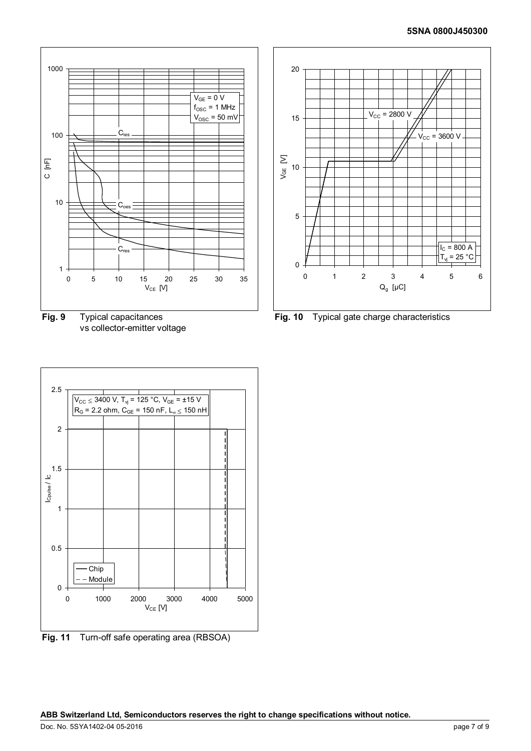**Fig. 9** Typical capacitances vs collector-emitter voltage

**Fig. 10** Typical gate charge characteristics

**Fig. 11** Turn-off safe operating area (RBSOA)

**ABB Switzerland Ltd, Semiconductors reserves the right to change specifications without notice.**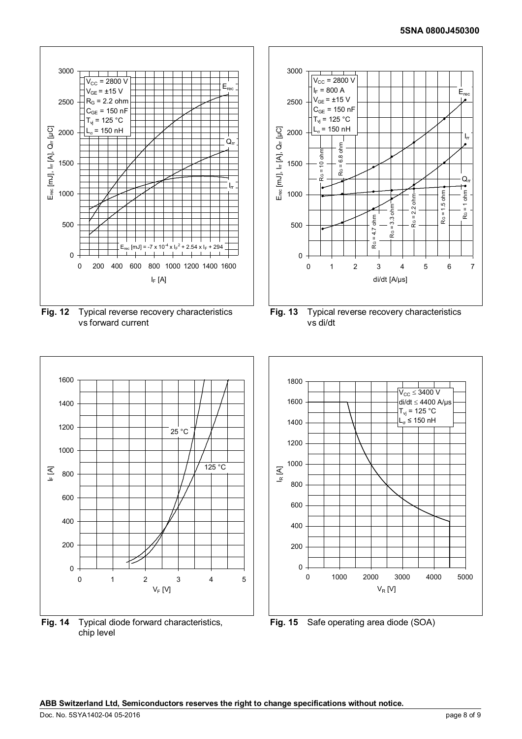$V_{CC}$ = 2800 V
$V_{GE}$ = ±15 V
$R_G$ = 2.2 ohm
$C_{GE}$ = 150 nF
$T_{vj}$ = 125 °C
$L_\sigma$ = 150 nH

$E_{rec}$ [mJ] = -7 x $10^{-4}$ x $I_F^2$ + 2.54 x $I_F$ + 294

**Fig. 12** Typical reverse recovery characteristics vs forward current

$V_{CC}$ = 2800 V
$I_F$ = 800 A
$V_{GE}$ = ±15 V
$C_{GE}$ = 150 nF
$T_{vj}$ = 125 °C
$L_\sigma$ = 150 nH

**Fig. 13** Typical reverse recovery characteristics vs di/dt

**Fig. 14** Typical diode forward characteristics, chip level

$V_{CC}$ ≤ 3400 V
di/dt ≤ 4400 A/µs
$T_{vj}$ = 125 °C
$L_\sigma$ ≤ 150 nH

**Fig. 15** Safe operating area diode (SOA)

**ABB Switzerland Ltd, Semiconductors reserves the right to change specifications without notice.**

Doc. No. 5SYA1402-04 05-2016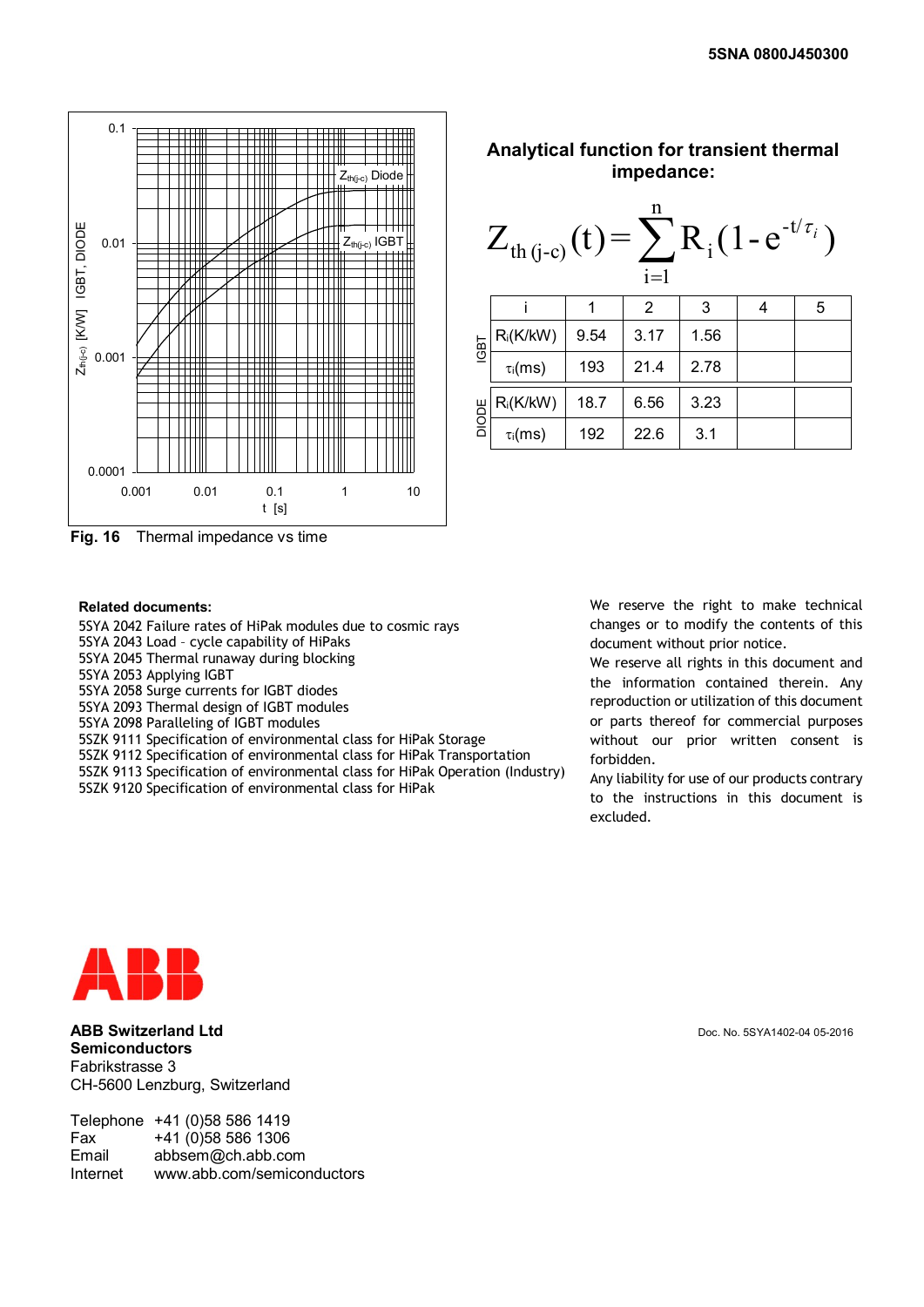0.1

0.01

0.001

0.0001

$Z_{th(j-c)}$ [K/W] IGBT, DIODE

$Z_{th(j-c)}$ Diode

$Z_{th(j-c)}$ IGBT

0.001 0.01 0.1 1 10

t [s]

**Fig. 16** Thermal impedance vs time

## Analytical function for transient thermal impedance:

$$Z_{th\,(j\text{-}c)}(t) = \sum_{i=1}^{n} R_i \left(1 - e^{-t/\tau_i}\right)$$

| | i | 1 | 2 | 3 | 4 | 5 |
|---|---|---|---|---|---|---|
| IGBT | $R_i$(K/kW) | 9.54 | 3.17 | 1.56 | | |
| | $\tau_i$(ms) | 193 | 21.4 | 2.78 | | |
| DIODE | $R_i$(K/kW) | 18.7 | 6.56 | 3.23 | | |
| | $\tau_i$(ms) | 192 | 22.6 | 3.1 | | |

**Related documents:**

5SYA 2042 Failure rates of HiPak modules due to cosmic rays
5SYA 2043 Load - cycle capability of HiPaks
5SYA 2045 Thermal runaway during blocking
5SYA 2053 Applying IGBT
5SYA 2058 Surge currents for IGBT diodes
5SYA 2093 Thermal design of IGBT modules
5SYA 2098 Paralleling of IGBT modules
5SZK 9111 Specification of environmental class for HiPak Storage
5SZK 9112 Specification of environmental class for HiPak Transportation
5SZK 9113 Specification of environmental class for HiPak Operation (Industry)
5SZK 9120 Specification of environmental class for HiPak

We reserve the right to make technical changes or to modify the contents of this document without prior notice.
We reserve all rights in this document and the information contained therein. Any reproduction or utilization of this document or parts thereof for commercial purposes without our prior written consent is forbidden.
Any liability for use of our products contrary to the instructions in this document is excluded.

**ABB Switzerland Ltd**
**Semiconductors**
Fabrikstrasse 3
CH-5600 Lenzburg, Switzerland

Telephone +41 (0)58 586 1419
Fax +41 (0)58 586 1306
Email abbsem@ch.abb.com
Internet www.abb.com/semiconductors

Doc. No. 5SYA1402-04 05-2016